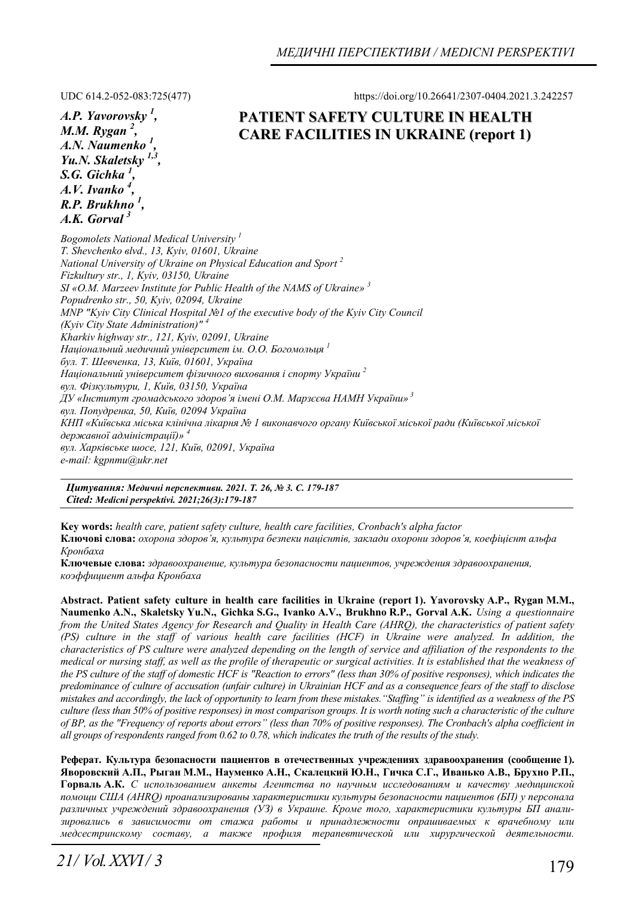UDC 614.2-052-083:725(477)

https://doi.org/10.26641/2307-0404.2021.3.242257

*A.P. Yavorovsky* [1], *M.M. Rygan* [2], *A.N. Naumenko* [1], *Yu.N. Skaletsky* [1,3], *S.G. Gichka* [1], *A.V. Ivanko* [4], *R.P. Brukhno* [1], *A.K. Gorval* [3]

# PATIENT SAFETY CULTURE IN HEALTH CARE FACILITIES IN UKRAINE (report 1)

*Bogomolets National Medical University* [1]
*T. Shevchenko вlvd., 13, Kyiv, 01601, Ukraine*
*National University of Ukraine on Physical Education and Sport* [2]
*Fizkultury str., 1, Kyiv, 03150, Ukraine*
*SI «O.M. Marzeev Institute for Public Health of the NAMS of Ukraine»* [3]
*Popudrenko str., 50, Kyiv, 02094, Ukraine*
*MNP "Kyiv City Clinical Hospital №1 of the executive body of the Kyiv City Council (Kyiv City State Administration)"* [4]
*Kharkiv highway str., 121, Kyiv, 02091, Ukraine*
*Національний медичний університет ім. О.О. Богомольця* [1]
*бул. Т. Шевченка, 13, Київ, 01601, Україна*
*Національний університет фізичного виховання і спорту України* [2]
*вул. Фізкультури, 1, Київ, 03150, Україна*
*ДУ «Інститут громадського здоров'я імені О.М. Марзєєва НАМН України»* [3]
*вул. Попудренка, 50, Київ, 02094 Україна*
*КНП «Київська міська клінічна лікарня № 1 виконавчого органу Київської міської ради (Київської міської державної адміністрації)»* [4]
*вул. Харківське шосе, 121, Київ, 02091, Україна*
*e-mail: kgpnmu@ukr.net*

***Цитування:** Медичні перспективи. 2021. Т. 26, № 3. С. 179-187*
***Cited:** Medicni perspektivi. 2021;26(3):179-187*

**Key words:** *health care, patient safety culture, health care facilities, Cronbach's alpha factor*
**Ключові слова:** *охорона здоров'я, культура безпеки пацієнтів, заклади охорони здоров'я, коефіцієнт альфа Кронбаха*
**Ключевые слова:** *здравоохранение, культура безопасности пациентов, учреждения здравоохранения, коэффициент альфа Кронбаха*

**Abstract. Patient safety culture in health care facilities in Ukraine (report 1). Yavorovsky A.P., Rygan M.M., Naumenko A.N., Skaletsky Yu.N., Gichka S.G., Ivanko A.V., Brukhno R.P., Gorval A.K.** *Using a questionnaire from the United States Agency for Research and Quality in Health Care (AHRQ), the characteristics of patient safety (PS) culture in the staff of various health care facilities (HCF) in Ukraine were analyzed. In addition, the characteristics of PS culture were analyzed depending on the length of service and affiliation of the respondents to the medical or nursing staff, as well as the profile of therapeutic or surgical activities. It is established that the weakness of the PS culture of the staff of domestic HCF is "Reaction to errors" (less than 30% of positive responses), which indicates the predominance of culture of accusation (unfair culture) in Ukrainian HCF and as a consequence fears of the staff to disclose mistakes and accordingly, the lack of opportunity to learn from these mistakes."Staffing" is identified as a weakness of the PS culture (less than 50% of positive responses) in most comparison groups. It is worth noting such a characteristic of the culture of BP, as the "Frequency of reports about errors" (less than 70% of positive responses). The Cronbach's alpha coefficient in all groups of respondents ranged from 0.62 to 0.78, which indicates the truth of the results of the study.*

**Реферат. Культура безопасности пациентов в отечественных учреждениях здравоохранения (сообщение 1). Яворовский А.П., Рыган М.М., Науменко А.Н., Скалецкий Ю.Н., Гичка С.Г., Иванько А.В., Брухно Р.П., Горваль А.К.** *С использованием анкеты Агентства по научным исследованиям и качеству медицинской помощи США (AHRQ) проанализированы характеристики культуры безопасности пациентов (БП) у персонала различных учреждений здравоохранения (УЗ) в Украине. Кроме того, характеристики культуры БП анализировались в зависимости от стажа работы и принадлежности опрашиваемых к врачебному или медсестринскому составу, а также профиля терапевтической или хирургической деятельности.*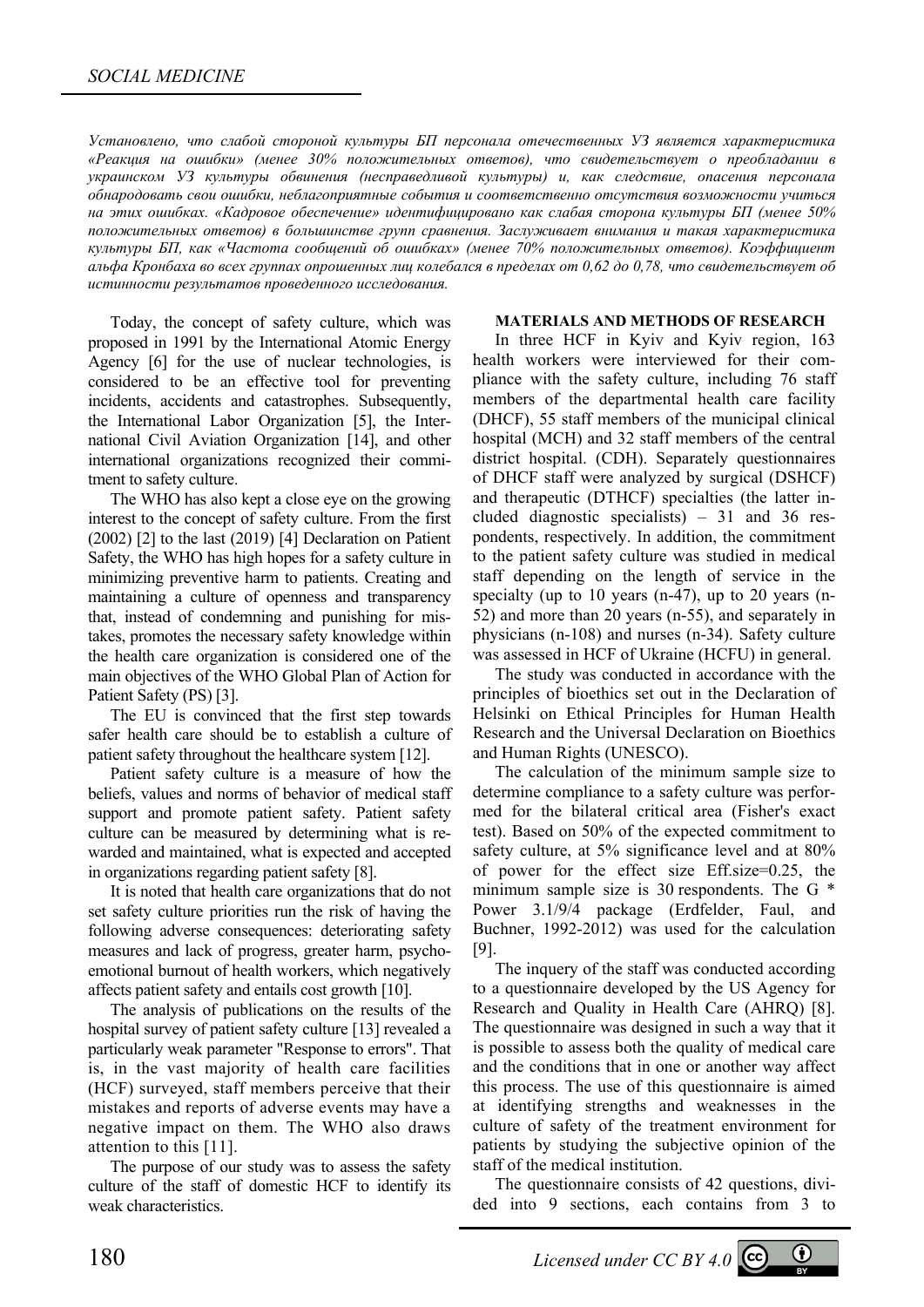*Установлено, что слабой стороной культуры БП персонала отечественных УЗ является характеристика «Реакция на ошибки» (менее 30% положительных ответов), что свидетельствует о преобладании в украинском УЗ культуры обвинения (несправедливой культуры) и, как следствие, опасения персонала обнародовать свои ошибки, неблагоприятные события и соответственно отсутствия возможности учиться на этих ошибках. «Кадровое обеспечение» идентифицировано как слабая сторона культуры БП (менее 50% положительных ответов) в большинстве групп сравнения. Заслуживает внимания и такая характеристика культуры БП, как «Частота сообщений об ошибках» (менее 70% положительных ответов). Коэффициент альфа Кронбаха во всех группах опрошенных лиц колебался в пределах от 0,62 до 0,78, что свидетельствует об истинности результатов проведенного исследования.*

Today, the concept of safety culture, which was proposed in 1991 by the International Atomic Energy Agency [6] for the use of nuclear technologies, is considered to be an effective tool for preventing incidents, accidents and catastrophes. Subsequently, the International Labor Organization [5], the International Civil Aviation Organization [14], and other international organizations recognized their commitment to safety culture.

The WHO has also kept a close eye on the growing interest to the concept of safety culture. From the first (2002) [2] to the last (2019) [4] Declaration on Patient Safety, the WHO has high hopes for a safety culture in minimizing preventive harm to patients. Creating and maintaining a culture of openness and transparency that, instead of condemning and punishing for mistakes, promotes the necessary safety knowledge within the health care organization is considered one of the main objectives of the WHO Global Plan of Action for Patient Safety (PS) [3].

The EU is convinced that the first step towards safer health care should be to establish a culture of patient safety throughout the healthcare system [12].

Patient safety culture is a measure of how the beliefs, values and norms of behavior of medical staff support and promote patient safety. Patient safety culture can be measured by determining what is rewarded and maintained, what is expected and accepted in organizations regarding patient safety [8].

It is noted that health care organizations that do not set safety culture priorities run the risk of having the following adverse consequences: deteriorating safety measures and lack of progress, greater harm, psycho-emotional burnout of health workers, which negatively affects patient safety and entails cost growth [10].

The analysis of publications on the results of the hospital survey of patient safety culture [13] revealed a particularly weak parameter "Response to errors". That is, in the vast majority of health care facilities (HCF) surveyed, staff members perceive that their mistakes and reports of adverse events may have a negative impact on them. The WHO also draws attention to this [11].

The purpose of our study was to assess the safety culture of the staff of domestic HCF to identify its weak characteristics.

**MATERIALS AND METHODS OF RESEARCH**

In three HCF in Kyiv and Kyiv region, 163 health workers were interviewed for their compliance with the safety culture, including 76 staff members of the departmental health care facility (DHCF), 55 staff members of the municipal clinical hospital (MCH) and 32 staff members of the central district hospital. (CDH). Separately questionnaires of DHCF staff were analyzed by surgical (DSHCF) and therapeutic (DTHCF) specialties (the latter included diagnostic specialists) – 31 and 36 respondents, respectively. In addition, the commitment to the patient safety culture was studied in medical staff depending on the length of service in the specialty (up to 10 years (n-47), up to 20 years (n-52) and more than 20 years (n-55), and separately in physicians (n-108) and nurses (n-34). Safety culture was assessed in HCF of Ukraine (HCFU) in general.

The study was conducted in accordance with the principles of bioethics set out in the Declaration of Helsinki on Ethical Principles for Human Health Research and the Universal Declaration on Bioethics and Human Rights (UNESCO).

The calculation of the minimum sample size to determine compliance to a safety culture was performed for the bilateral critical area (Fisher's exact test). Based on 50% of the expected commitment to safety culture, at 5% significance level and at 80% of power for the effect size Eff.size=0.25, the minimum sample size is 30 respondents. The G * Power 3.1/9/4 package (Erdfelder, Faul, and Buchner, 1992-2012) was used for the calculation [9].

The inquery of the staff was conducted according to a questionnaire developed by the US Agency for Research and Quality in Health Care (AHRQ) [8]. The questionnaire was designed in such a way that it is possible to assess both the quality of medical care and the conditions that in one or another way affect this process. The use of this questionnaire is aimed at identifying strengths and weaknesses in the culture of safety of the treatment environment for patients by studying the subjective opinion of the staff of the medical institution.

The questionnaire consists of 42 questions, divided into 9 sections, each contains from 3 to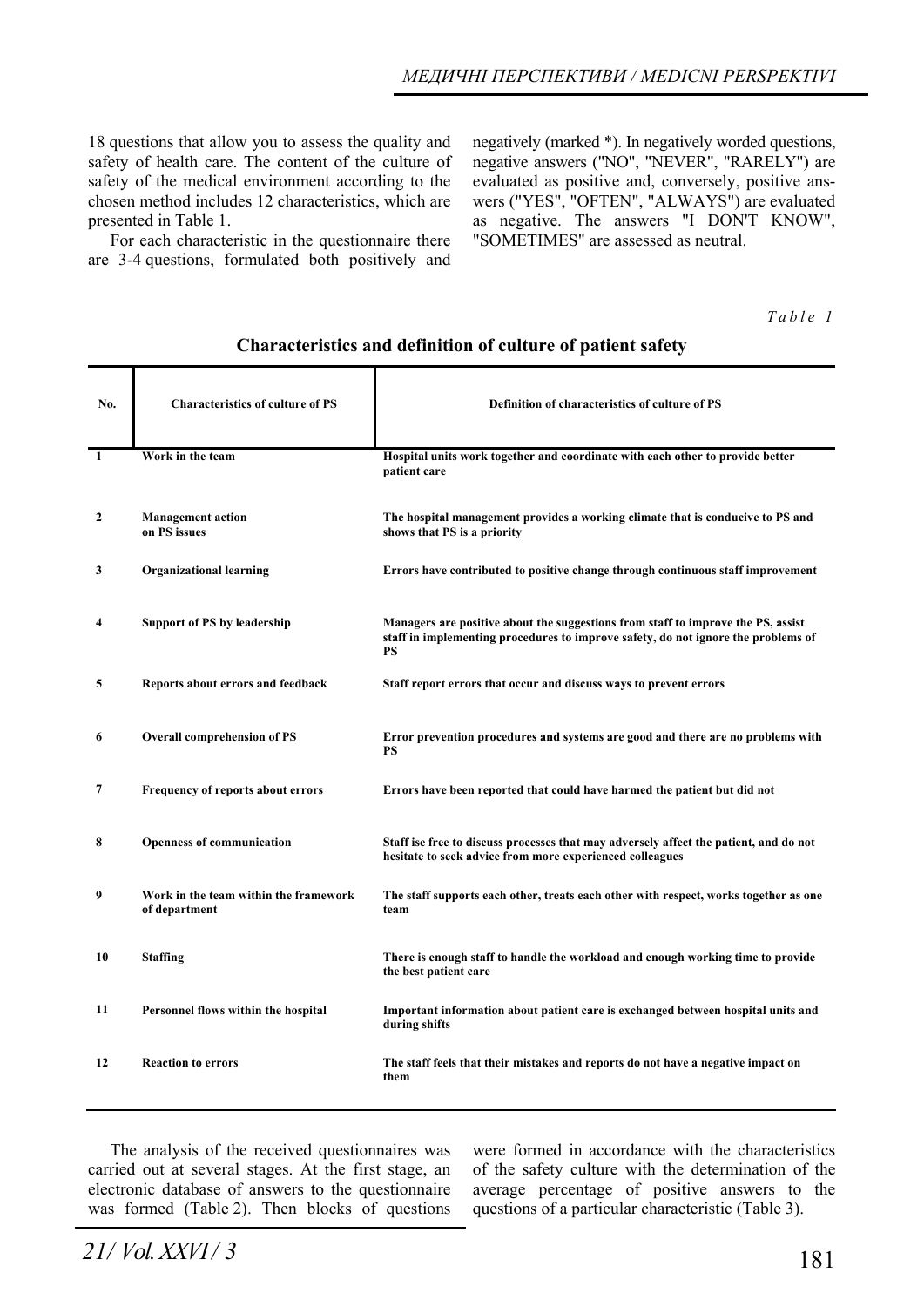18 questions that allow you to assess the quality and safety of health care. The content of the culture of safety of the medical environment according to the chosen method includes 12 characteristics, which are presented in Table 1.

For each characteristic in the questionnaire there are 3-4 questions, formulated both positively and negatively (marked *). In negatively worded questions, negative answers ("NO", "NEVER", "RARELY") are evaluated as positive and, conversely, positive answers ("YES", "OFTEN", "ALWAYS") are evaluated as negative. The answers "I DON'T KNOW", "SOMETIMES" are assessed as neutral.

*Table 1*

**Characteristics and definition of culture of patient safety**

| No. | Characteristics of culture of PS | Definition of characteristics of culture of PS |
|---|---|---|
| 1 | Work in the team | Hospital units work together and coordinate with each other to provide better patient care |
| 2 | Management action on PS issues | The hospital management provides a working climate that is conducive to PS and shows that PS is a priority |
| 3 | Organizational learning | Errors have contributed to positive change through continuous staff improvement |
| 4 | Support of PS by leadership | Managers are positive about the suggestions from staff to improve the PS, assist staff in implementing procedures to improve safety, do not ignore the problems of PS |
| 5 | Reports about errors and feedback | Staff report errors that occur and discuss ways to prevent errors |
| 6 | Overall comprehension of PS | Error prevention procedures and systems are good and there are no problems with PS |
| 7 | Frequency of reports about errors | Errors have been reported that could have harmed the patient but did not |
| 8 | Openness of communication | Staff ise free to discuss processes that may adversely affect the patient, and do not hesitate to seek advice from more experienced colleagues |
| 9 | Work in the team within the framework of department | The staff supports each other, treats each other with respect, works together as one team |
| 10 | Staffing | There is enough staff to handle the workload and enough working time to provide the best patient care |
| 11 | Personnel flows within the hospital | Important information about patient care is exchanged between hospital units and during shifts |
| 12 | Reaction to errors | The staff feels that their mistakes and reports do not have a negative impact on them |

The analysis of the received questionnaires was carried out at several stages. At the first stage, an electronic database of answers to the questionnaire was formed (Table 2). Then blocks of questions were formed in accordance with the characteristics of the safety culture with the determination of the average percentage of positive answers to the questions of a particular characteristic (Table 3).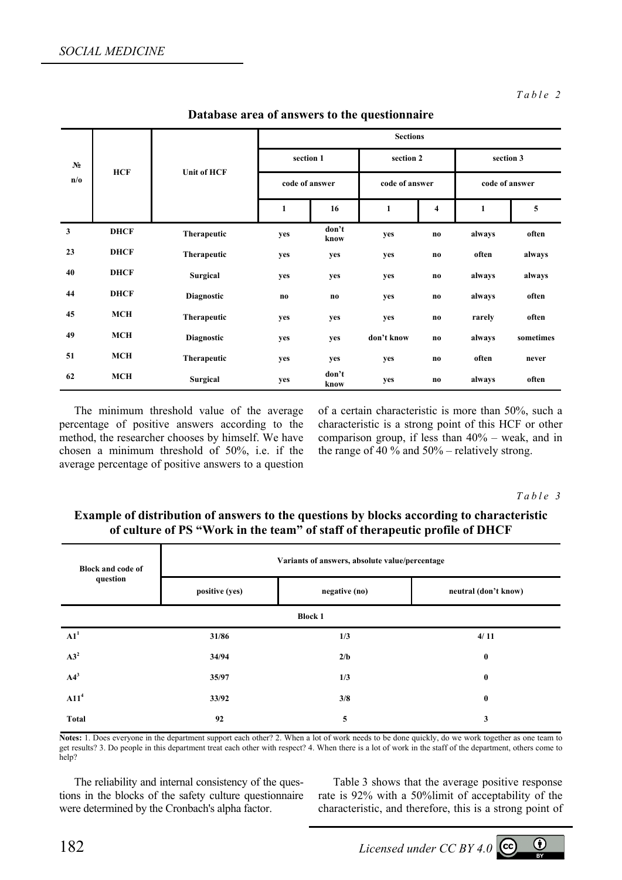*Table 2*

**Database area of answers to the questionnaire**

| № n/o | HCF | Unit of HCF | Sections | | | | | |
|---|---|---|---|---|---|---|---|---|
| | | | section 1 | | section 2 | | section 3 | |
| | | | code of answer | | code of answer | | code of answer | |
| | | | 1 | 16 | 1 | 4 | 1 | 5 |
| 3 | DHCF | Therapeutic | yes | don't know | yes | no | always | often |
| 23 | DHCF | Therapeutic | yes | yes | yes | no | often | always |
| 40 | DHCF | Surgical | yes | yes | yes | no | always | always |
| 44 | DHCF | Diagnostic | no | no | yes | no | always | often |
| 45 | MCH | Therapeutic | yes | yes | yes | no | rarely | often |
| 49 | MCH | Diagnostic | yes | yes | don't know | no | always | sometimes |
| 51 | MCH | Therapeutic | yes | yes | yes | no | often | never |
| 62 | MCH | Surgical | yes | don't know | yes | no | always | often |

The minimum threshold value of the average percentage of positive answers according to the method, the researcher chooses by himself. We have chosen a minimum threshold of 50%, i.e. if the average percentage of positive answers to a question of a certain characteristic is more than 50%, such a characteristic is a strong point of this HCF or other comparison group, if less than 40% – weak, and in the range of 40 % and 50% – relatively strong.

*Table 3*

**Example of distribution of answers to the questions by blocks according to characteristic of culture of PS "Work in the team" of staff of therapeutic profile of DHCF**

| Block and code of question | Variants of answers, absolute value/percentage | | |
|---|---|---|---|
| | positive (yes) | negative (no) | neutral (don't know) |
| **Block 1** | | | |
| A1[1] | 31/86 | 1/3 | 4/ 11 |
| A3[2] | 34/94 | 2/b | 0 |
| A4[3] | 35/97 | 1/3 | 0 |
| A11[4] | 33/92 | 3/8 | 0 |
| Total | 92 | 5 | 3 |

**Notes:** 1. Does everyone in the department support each other? 2. When a lot of work needs to be done quickly, do we work together as one team to get results? 3. Do people in this department treat each other with respect? 4. When there is a lot of work in the staff of the department, others come to help?

The reliability and internal consistency of the questions in the blocks of the safety culture questionnaire were determined by the Cronbach's alpha factor.

Table 3 shows that the average positive response rate is 92% with a 50%limit of acceptability of the characteristic, and therefore, this is a strong point of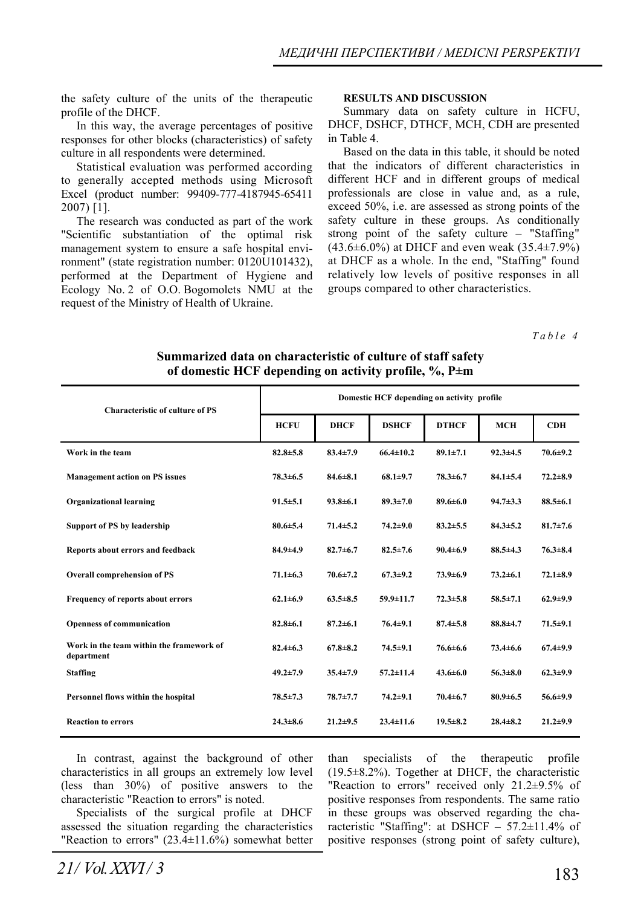the safety culture of the units of the therapeutic profile of the DHCF.

In this way, the average percentages of positive responses for other blocks (characteristics) of safety culture in all respondents were determined.

Statistical evaluation was performed according to generally accepted methods using Microsoft Excel (product number: 99409-777-4187945-65411 2007) [1].

The research was conducted as part of the work "Scientific substantiation of the optimal risk management system to ensure a safe hospital environment" (state registration number: 0120U101432), performed at the Department of Hygiene and Ecology No. 2 of O.O. Bogomolets NMU at the request of the Ministry of Health of Ukraine.

**RESULTS AND DISCUSSION**

Summary data on safety culture in HCFU, DHCF, DSHCF, DTHCF, MCH, CDH are presented in Table 4.

Based on the data in this table, it should be noted that the indicators of different characteristics in different HCF and in different groups of medical professionals are close in value and, as a rule, exceed 50%, i.e. are assessed as strong points of the safety culture in these groups. As conditionally strong point of the safety culture – "Staffing" (43.6±6.0%) at DHCF and even weak (35.4±7.9%) at DHCF as a whole. In the end, "Staffing" found relatively low levels of positive responses in all groups compared to other characteristics.

*Table 4*

**Summarized data on characteristic of culture of staff safety of domestic HCF depending on activity profile, %, P±m**

| Characteristic of culture of PS | Domestic HCF depending on activity profile | | | | | |
|---|---|---|---|---|---|---|
| | HCFU | DHCF | DSHCF | DTHCF | MCH | CDH |
| Work in the team | 82.8±5.8 | 83.4±7.9 | 66.4±10.2 | 89.1±7.1 | 92.3±4.5 | 70.6±9.2 |
| Management action on PS issues | 78.3±6.5 | 84.6±8.1 | 68.1±9.7 | 78.3±6.7 | 84.1±5.4 | 72.2±8.9 |
| Organizational learning | 91.5±5.1 | 93.8±6.1 | 89.3±7.0 | 89.6±6.0 | 94.7±3.3 | 88.5±6.1 |
| Support of PS by leadership | 80.6±5.4 | 71.4±5.2 | 74.2±9.0 | 83.2±5.5 | 84.3±5.2 | 81.7±7.6 |
| Reports about errors and feedback | 84.9±4.9 | 82.7±6.7 | 82.5±7.6 | 90.4±6.9 | 88.5±4.3 | 76.3±8.4 |
| Overall comprehension of PS | 71.1±6.3 | 70.6±7.2 | 67.3±9.2 | 73.9±6.9 | 73.2±6.1 | 72.1±8.9 |
| Frequency of reports about errors | 62.1±6.9 | 63.5±8.5 | 59.9±11.7 | 72.3±5.8 | 58.5±7.1 | 62.9±9.9 |
| Openness of communication | 82.8±6.1 | 87.2±6.1 | 76.4±9.1 | 87.4±5.8 | 88.8±4.7 | 71.5±9.1 |
| Work in the team within the framework of department | 82.4±6.3 | 67.8±8.2 | 74.5±9.1 | 76.6±6.6 | 73.4±6.6 | 67.4±9.9 |
| Staffing | 49.2±7.9 | 35.4±7.9 | 57.2±11.4 | 43.6±6.0 | 56.3±8.0 | 62.3±9.9 |
| Personnel flows within the hospital | 78.5±7.3 | 78.7±7.7 | 74.2±9.1 | 70.4±6.7 | 80.9±6.5 | 56.6±9.9 |
| Reaction to errors | 24.3±8.6 | 21.2±9.5 | 23.4±11.6 | 19.5±8.2 | 28.4±8.2 | 21.2±9.9 |

In contrast, against the background of other characteristics in all groups an extremely low level (less than 30%) of positive answers to the characteristic "Reaction to errors" is noted.

Specialists of the surgical profile at DHCF assessed the situation regarding the characteristics "Reaction to errors" (23.4±11.6%) somewhat better than specialists of the therapeutic profile (19.5±8.2%). Together at DHCF, the characteristic "Reaction to errors" received only 21.2±9.5% of positive responses from respondents. The same ratio in these groups was observed regarding the characteristic "Staffing": at DSHCF – 57.2±11.4% of positive responses (strong point of safety culture),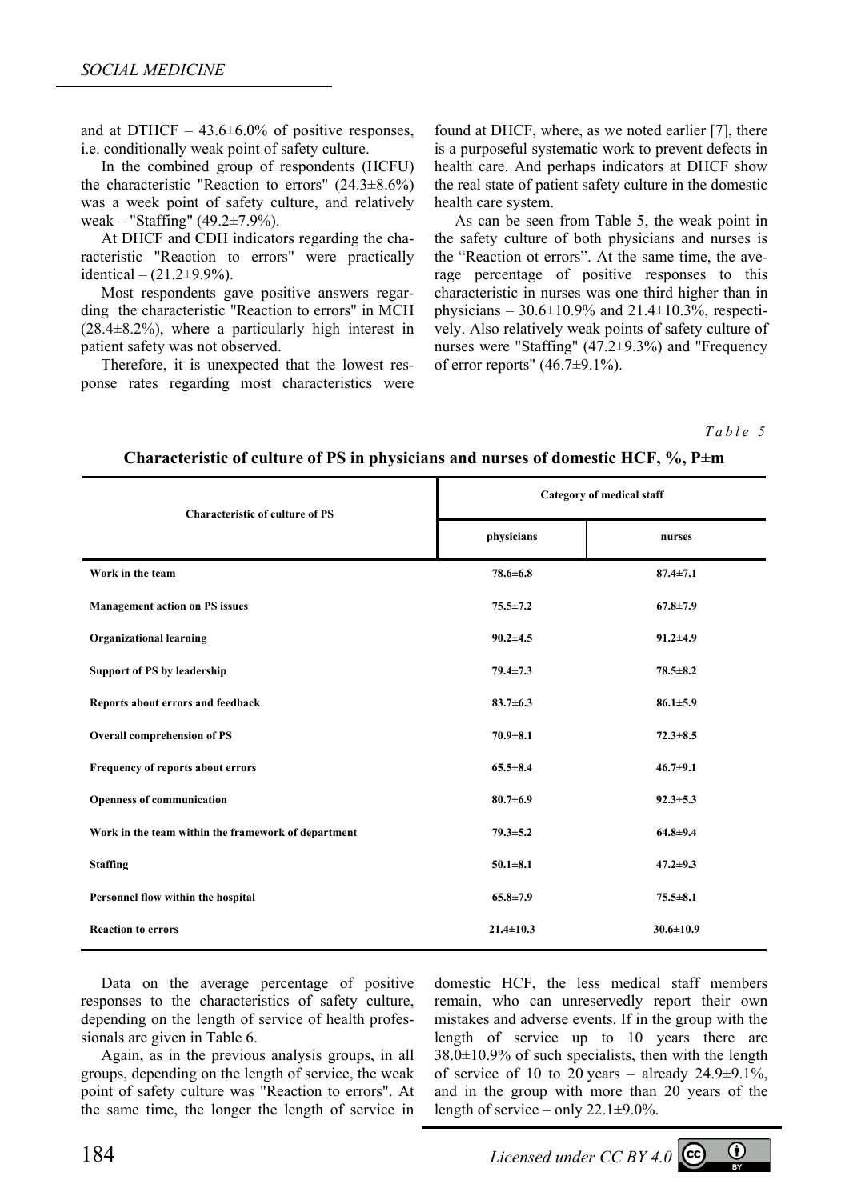and at DTHCF – 43.6±6.0% of positive responses, i.e. conditionally weak point of safety culture.

In the combined group of respondents (HCFU) the characteristic "Reaction to errors" (24.3±8.6%) was a week point of safety culture, and relatively weak – "Staffing" (49.2±7.9%).

At DHCF and CDH indicators regarding the characteristic "Reaction to errors" were practically identical – (21.2±9.9%).

Most respondents gave positive answers regarding the characteristic "Reaction to errors" in MCH (28.4±8.2%), where a particularly high interest in patient safety was not observed.

Therefore, it is unexpected that the lowest response rates regarding most characteristics were found at DHCF, where, as we noted earlier [7], there is a purposeful systematic work to prevent defects in health care. And perhaps indicators at DHCF show the real state of patient safety culture in the domestic health care system.

As can be seen from Table 5, the weak point in the safety culture of both physicians and nurses is the "Reaction ot errors". At the same time, the average percentage of positive responses to this characteristic in nurses was one third higher than in physicians – 30.6±10.9% and 21.4±10.3%, respectively. Also relatively weak points of safety culture of nurses were "Staffing" (47.2±9.3%) and "Frequency of error reports" (46.7±9.1%).

*Table 5*

**Characteristic of culture of PS in physicians and nurses of domestic HCF, %, P±m**

| Characteristic of culture of PS | Category of medical staff | |
|---|---|---|
| | physicians | nurses |
| Work in the team | 78.6±6.8 | 87.4±7.1 |
| Management action on PS issues | 75.5±7.2 | 67.8±7.9 |
| Organizational learning | 90.2±4.5 | 91.2±4.9 |
| Support of PS by leadership | 79.4±7.3 | 78.5±8.2 |
| Reports about errors and feedback | 83.7±6.3 | 86.1±5.9 |
| Overall comprehension of PS | 70.9±8.1 | 72.3±8.5 |
| Frequency of reports about errors | 65.5±8.4 | 46.7±9.1 |
| Openness of communication | 80.7±6.9 | 92.3±5.3 |
| Work in the team within the framework of department | 79.3±5.2 | 64.8±9.4 |
| Staffing | 50.1±8.1 | 47.2±9.3 |
| Personnel flow within the hospital | 65.8±7.9 | 75.5±8.1 |
| Reaction to errors | 21.4±10.3 | 30.6±10.9 |

Data on the average percentage of positive responses to the characteristics of safety culture, depending on the length of service of health professionals are given in Table 6.

Again, as in the previous analysis groups, in all groups, depending on the length of service, the weak point of safety culture was "Reaction to errors". At the same time, the longer the length of service in domestic HCF, the less medical staff members remain, who can unreservedly report their own mistakes and adverse events. If in the group with the length of service up to 10 years there are 38.0±10.9% of such specialists, then with the length of service of 10 to 20 years – already 24.9±9.1%, and in the group with more than 20 years of the length of service – only 22.1±9.0%.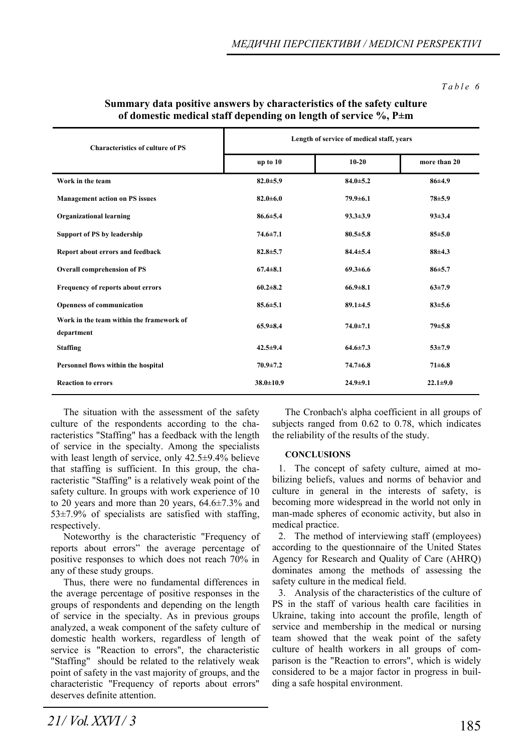*Table 6*

**Summary data positive answers by characteristics of the safety culture of domestic medical staff depending on length of service %, P±m**

| Characteristics of culture of PS | Length of service of medical staff, years | | |
|---|---|---|---|
| | up to 10 | 10-20 | more than 20 |
| Work in the team | 82.0±5.9 | 84.0±5.2 | 86±4.9 |
| Management action on PS issues | 82.0±6.0 | 79.9±6.1 | 78±5.9 |
| Organizational learning | 86.6±5.4 | 93.3±3.9 | 93±3.4 |
| Support of PS by leadership | 74.6±7.1 | 80.5±5.8 | 85±5.0 |
| Report about errors and feedback | 82.8±5.7 | 84.4±5.4 | 88±4.3 |
| Overall comprehension of PS | 67.4±8.1 | 69.3±6.6 | 86±5.7 |
| Frequency of reports about errors | 60.2±8.2 | 66.9±8.1 | 63±7.9 |
| Openness of communication | 85.6±5.1 | 89.1±4.5 | 83±5.6 |
| Work in the team within the framework of department | 65.9±8.4 | 74.0±7.1 | 79±5.8 |
| Staffing | 42.5±9.4 | 64.6±7.3 | 53±7.9 |
| Personnel flows within the hospital | 70.9±7.2 | 74.7±6.8 | 71±6.8 |
| Reaction to errors | 38.0±10.9 | 24.9±9.1 | 22.1±9.0 |

The situation with the assessment of the safety culture of the respondents according to the characteristics "Staffing" has a feedback with the length of service in the specialty. Among the specialists with least length of service, only 42.5±9.4% believe that staffing is sufficient. In this group, the characteristic "Staffing" is a relatively weak point of the safety culture. In groups with work experience of 10 to 20 years and more than 20 years, 64.6±7.3% and 53±7.9% of specialists are satisfied with staffing, respectively.

Noteworthy is the characteristic "Frequency of reports about errors" the average percentage of positive responses to which does not reach 70% in any of these study groups.

Thus, there were no fundamental differences in the average percentage of positive responses in the groups of respondents and depending on the length of service in the specialty. As in previous groups analyzed, a weak component of the safety culture of domestic health workers, regardless of length of service is "Reaction to errors", the characteristic "Staffing" should be related to the relatively weak point of safety in the vast majority of groups, and the characteristic "Frequency of reports about errors" deserves definite attention.

The Cronbach's alpha coefficient in all groups of subjects ranged from 0.62 to 0.78, which indicates the reliability of the results of the study.

## CONCLUSIONS

1. The concept of safety culture, aimed at mobilizing beliefs, values and norms of behavior and culture in general in the interests of safety, is becoming more widespread in the world not only in man-made spheres of economic activity, but also in medical practice.
2. The method of interviewing staff (employees) according to the questionnaire of the United States Agency for Research and Quality of Care (AHRQ) dominates among the methods of assessing the safety culture in the medical field.
3. Analysis of the characteristics of the culture of PS in the staff of various health care facilities in Ukraine, taking into account the profile, length of service and membership in the medical or nursing team showed that the weak point of the safety culture of health workers in all groups of comparison is the "Reaction to errors", which is widely considered to be a major factor in progress in building a safe hospital environment.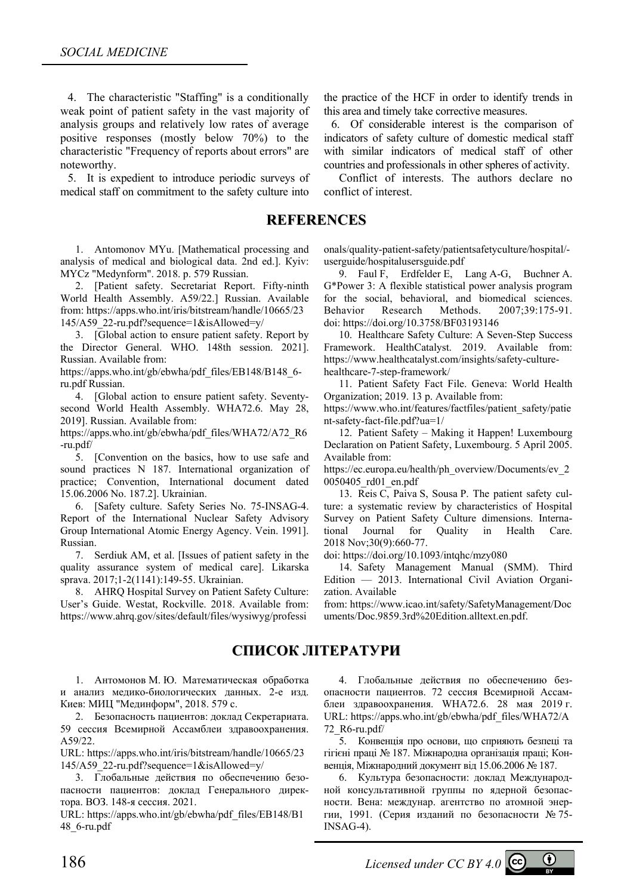4. The characteristic "Staffing" is a conditionally weak point of patient safety in the vast majority of analysis groups and relatively low rates of average positive responses (mostly below 70%) to the characteristic "Frequency of reports about errors" are noteworthy.

5. It is expedient to introduce periodic surveys of medical staff on commitment to the safety culture into the practice of the HCF in order to identify trends in this area and timely take corrective measures.

6. Of considerable interest is the comparison of indicators of safety culture of domestic medical staff with similar indicators of medical staff of other countries and professionals in other spheres of activity.

Conflict of interests. The authors declare no conflict of interest.

## REFERENCES

1. Antomonov MYu. [Mathematical processing and analysis of medical and biological data. 2nd ed.]. Kyiv: MYCz "Medynform". 2018. p. 579 Russian.

2. [Patient safety. Secretariat Report. Fifty-ninth World Health Assembly. A59/22.] Russian. Available from: https://apps.who.int/iris/bitstream/handle/10665/23145/A59_22-ru.pdf?sequence=1&isAllowed=y/

3. [Global action to ensure patient safety. Report by the Director General. WHO. 148th session. 2021]. Russian. Available from: https://apps.who.int/gb/ebwha/pdf_files/EB148/B148_6-ru.pdf Russian.

4. [Global action to ensure patient safety. Seventy-second World Health Assembly. WHA72.6. May 28, 2019]. Russian. Available from: https://apps.who.int/gb/ebwha/pdf_files/WHA72/A72_R6-ru.pdf/

5. [Convention on the basics, how to use safe and sound practices N 187. International organization of practice; Convention, International document dated 15.06.2006 No. 187.2]. Ukrainian.

6. [Safety culture. Safety Series No. 75-INSAG-4. Report of the International Nuclear Safety Advisory Group International Atomic Energy Agency. Vein. 1991]. Russian.

7. Serdiuk AM, et al. [Issues of patient safety in the quality assurance system of medical care]. Likarska sprava. 2017;1-2(1141):149-55. Ukrainian.

8. AHRQ Hospital Survey on Patient Safety Culture: User's Guide. Westat, Rockville. 2018. Available from: https://www.ahrq.gov/sites/default/files/wysiwyg/professionals/quality-patient-safety/patientsafetyculture/hospital/-userguide/hospitalusersguide.pdf

9. Faul F, Erdfelder E, Lang A-G, Buchner A. G*Power 3: A flexible statistical power analysis program for the social, behavioral, and biomedical sciences. Behavior Research Methods. 2007;39:175-91. doi: https://doi.org/10.3758/BF03193146

10. Healthcare Safety Culture: A Seven-Step Success Framework. HealthCatalyst. 2019. Available from: https://www.healthcatalyst.com/insights/safety-culture-healthcare-7-step-framework/

11. Patient Safety Fact File. Geneva: World Health Organization; 2019. 13 p. Available from: https://www.who.int/features/factfiles/patient_safety/patient-safety-fact-file.pdf?ua=1/

12. Patient Safety – Making it Happen! Luxembourg Declaration on Patient Safety, Luxembourg. 5 April 2005. Available from: https://ec.europa.eu/health/ph_overview/Documents/ev_20050405_rd01_en.pdf

13. Reis C, Paiva S, Sousa P. The patient safety culture: a systematic review by characteristics of Hospital Survey on Patient Safety Culture dimensions. International Journal for Quality in Health Care. 2018 Nov;30(9):660-77. doi: https://doi.org/10.1093/intqhc/mzy080

14. Safety Management Manual (SMM). Third Edition — 2013. International Civil Aviation Organization. Available from: https://www.icao.int/safety/SafetyManagement/Documents/Doc.9859.3rd%20Edition.alltext.en.pdf.

## СПИСОК ЛІТЕРАТУРИ

1. Антомонов М. Ю. Математическая обработка и анализ медико-биологических данных. 2-е изд. Киев: МИЦ "Мединформ", 2018. 579 с.

2. Безопасность пациентов: доклад Секретариата. 59 сессия Всемирной Ассамблеи здравоохранения. A59/22. URL: https://apps.who.int/iris/bitstream/handle/10665/23145/A59_22-ru.pdf?sequence=1&isAllowed=y/

3. Глобальные действия по обеспечению безопасности пациентов: доклад Генерального директора. ВОЗ. 148-я сессия. 2021. URL: https://apps.who.int/gb/ebwha/pdf_files/EB148/B148_6-ru.pdf

4. Глобальные действия по обеспечению безопасности пациентов. 72 сессия Всемирной Ассамблеи здравоохранения. WHA72.6. 28 мая 2019 г. URL: https://apps.who.int/gb/ebwha/pdf_files/WHA72/A72_R6-ru.pdf/

5. Конвенція про основи, що сприяють безпеці та гігієні праці № 187. Міжнародна організація праці; Конвенція, Міжнародний документ від 15.06.2006 № 187.

6. Культура безопасности: доклад Международной консультативной группы по ядерной безопасности. Вена: междунар. агентство по атомной энергии, 1991. (Серия изданий по безопасности № 75-INSAG-4).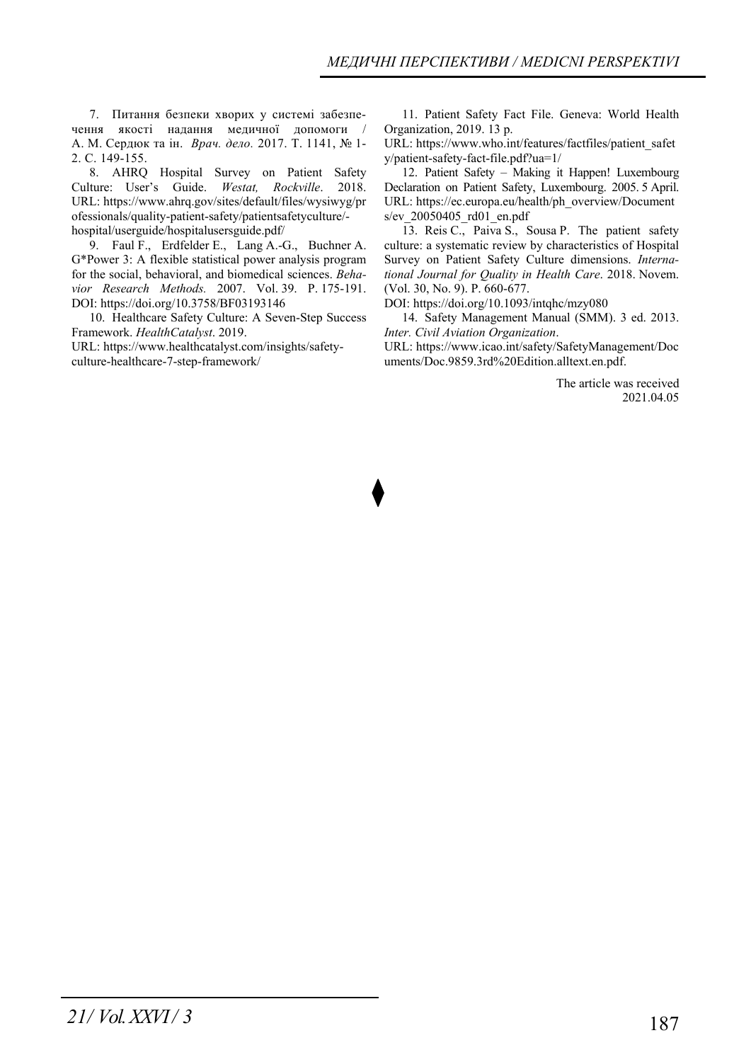7. Питання безпеки хворих у системі забезпечення якості надання медичної допомоги / А. М. Сердюк та ін. *Врач. дело.* 2017. Т. 1141, № 1-2. С. 149-155.

8. AHRQ Hospital Survey on Patient Safety Culture: User's Guide. *Westat, Rockville*. 2018. URL: https://www.ahrq.gov/sites/default/files/wysiwyg/professionals/quality-patient-safety/patientsafetyculture/-hospital/userguide/hospitalusersguide.pdf/

9. Faul F., Erdfelder E., Lang A.-G., Buchner A. G*Power 3: A flexible statistical power analysis program for the social, behavioral, and biomedical sciences. *Behavior Research Methods.* 2007. Vol. 39. P. 175-191. DOI: https://doi.org/10.3758/BF03193146

10. Healthcare Safety Culture: A Seven-Step Success Framework. *HealthCatalyst*. 2019.
URL: https://www.healthcatalyst.com/insights/safety-culture-healthcare-7-step-framework/

11. Patient Safety Fact File. Geneva: World Health Organization, 2019. 13 p.
URL: https://www.who.int/features/factfiles/patient_safety/patient-safety-fact-file.pdf?ua=1/

12. Patient Safety – Making it Happen! Luxembourg Declaration on Patient Safety, Luxembourg. 2005. 5 April. URL: https://ec.europa.eu/health/ph_overview/Documents/ev_20050405_rd01_en.pdf

13. Reis C., Paiva S., Sousa P. The patient safety culture: a systematic review by characteristics of Hospital Survey on Patient Safety Culture dimensions. *International Journal for Quality in Health Care*. 2018. Novem. (Vol. 30, No. 9). P. 660-677.
DOI: https://doi.org/10.1093/intqhc/mzy080

14. Safety Management Manual (SMM). 3 ed. 2013. *Inter. Civil Aviation Organization*.
URL: https://www.icao.int/safety/SafetyManagement/Documents/Doc.9859.3rd%20Edition.alltext.en.pdf.

The article was received
2021.04.05